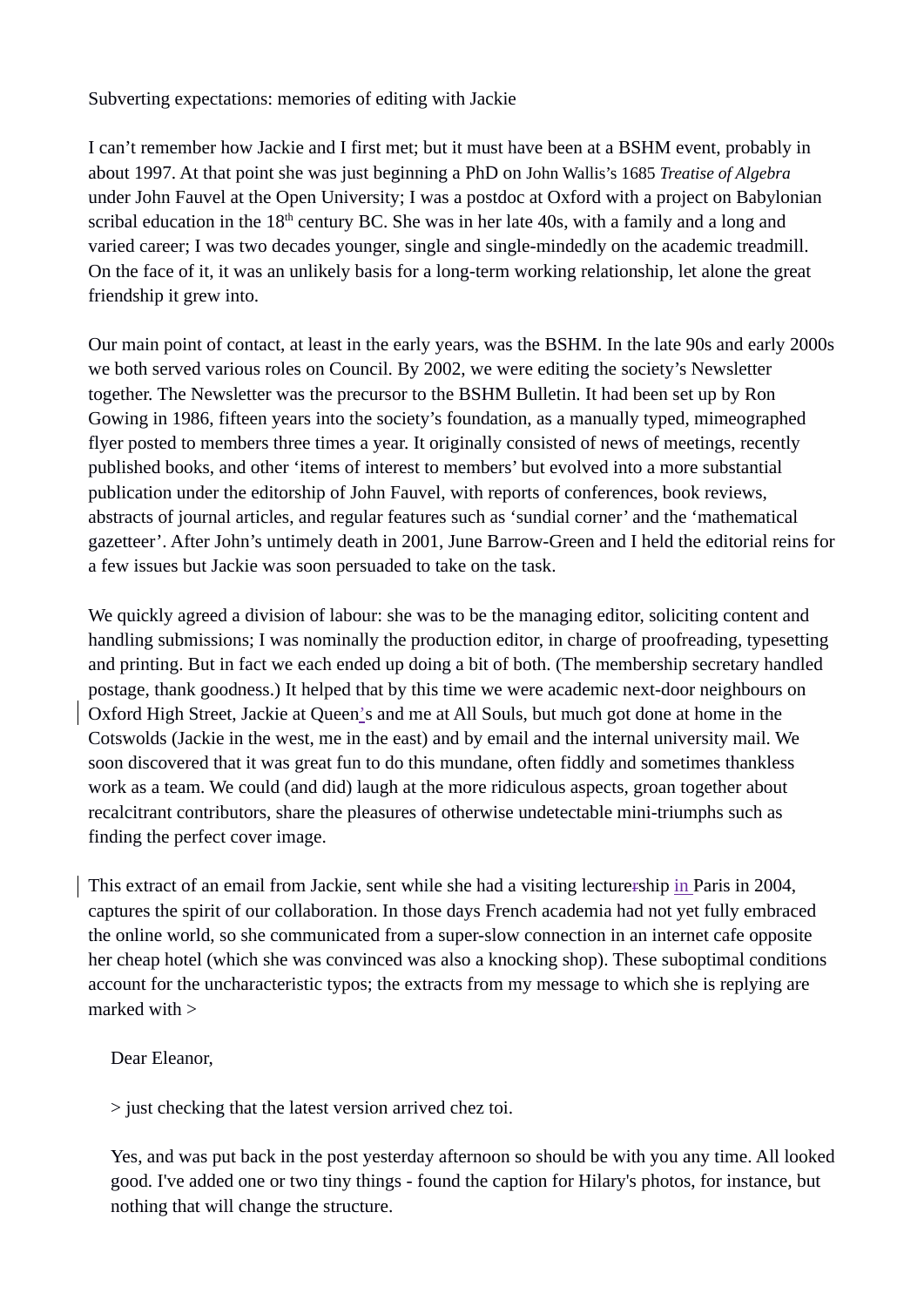Subverting expectations: memories of editing with Jackie

I can't remember how Jackie and I first met; but it must have been at a BSHM event, probably in about 1997. At that point she was just beginning a PhD on John Wallis's 1685 *Treatise of Algebra* under John Fauvel at the Open University; I was a postdoc at Oxford with a project on Babylonian scribal education in the 18th century BC. She was in her late 40s, with a family and a long and varied career; I was two decades younger, single and single-mindedly on the academic treadmill. On the face of it, it was an unlikely basis for a long-term working relationship, let alone the great friendship it grew into.

Our main point of contact, at least in the early years, was the BSHM. In the late 90s and early 2000s we both served various roles on Council. By 2002, we were editing the society's Newsletter together. The Newsletter was the precursor to the BSHM Bulletin. It had been set up by Ron Gowing in 1986, fifteen years into the society's foundation, as a manually typed, mimeographed flyer posted to members three times a year. It originally consisted of news of meetings, recently published books, and other 'items of interest to members' but evolved into a more substantial publication under the editorship of John Fauvel, with reports of conferences, book reviews, abstracts of journal articles, and regular features such as 'sundial corner' and the 'mathematical gazetteer'. After John's untimely death in 2001, June Barrow-Green and I held the editorial reins for a few issues but Jackie was soon persuaded to take on the task.

We quickly agreed a division of labour: she was to be the managing editor, soliciting content and handling submissions; I was nominally the production editor, in charge of proofreading, typesetting and printing. But in fact we each ended up doing a bit of both. (The membership secretary handled postage, thank goodness.) It helped that by this time we were academic next-door neighbours on Oxford High Street, Jackie at Queen's and me at All Souls, but much got done at home in the Cotswolds (Jackie in the west, me in the east) and by email and the internal university mail. We soon discovered that it was great fun to do this mundane, often fiddly and sometimes thankless work as a team. We could (and did) laugh at the more ridiculous aspects, groan together about recalcitrant contributors, share the pleasures of otherwise undetectable mini-triumphs such as finding the perfect cover image.

This extract of an email from Jackie, sent while she had a visiting lectureship in Paris in 2004, captures the spirit of our collaboration. In those days French academia had not yet fully embraced the online world, so she communicated from a super-slow connection in an internet cafe opposite her cheap hotel (which she was convinced was also a knocking shop). These suboptimal conditions account for the uncharacteristic typos; the extracts from my message to which she is replying are marked with >

> Dear Eleanor,
>
> \> just checking that the latest version arrived chez toi.
>
> Yes, and was put back in the post yesterday afternoon so should be with you any time. All looked good. I've added one or two tiny things - found the caption for Hilary's photos, for instance, but nothing that will change the structure.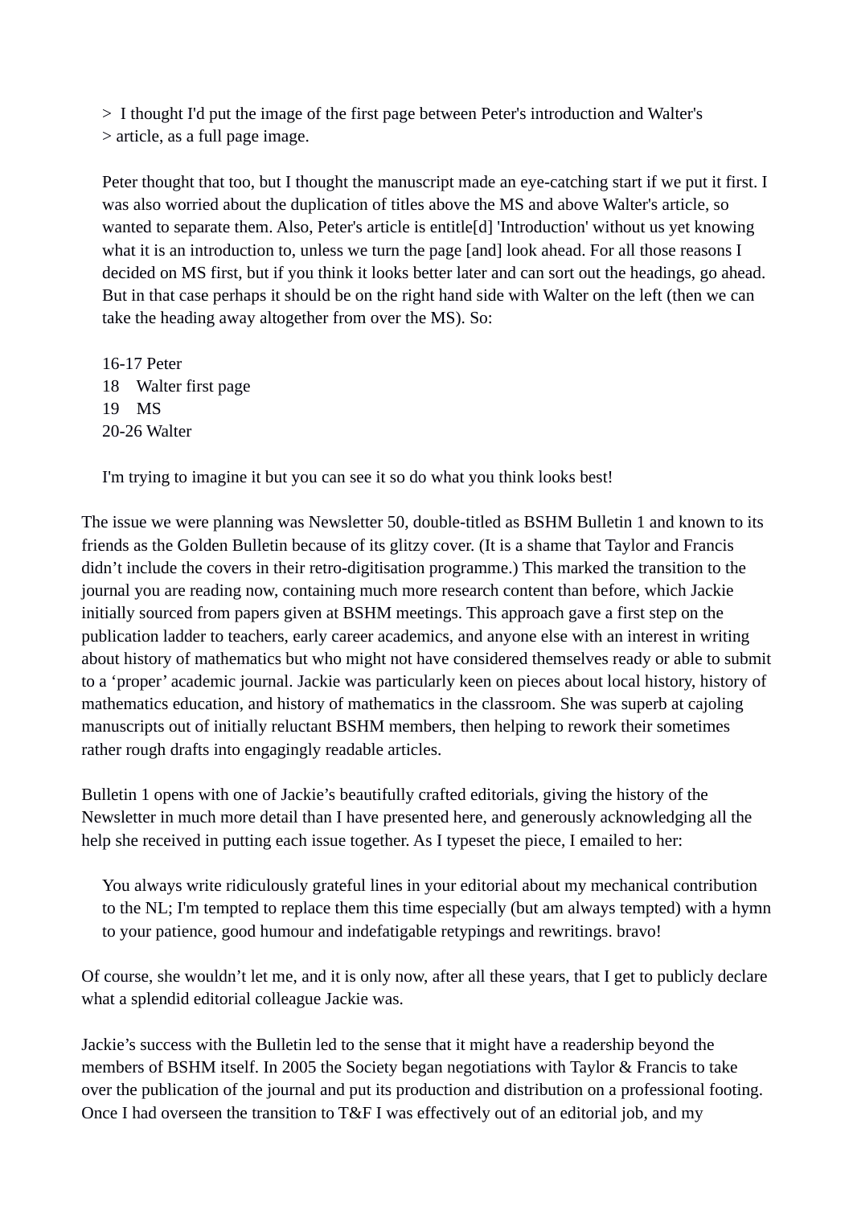> I thought I'd put the image of the first page between Peter's introduction and Walter's
> article, as a full page image.

Peter thought that too, but I thought the manuscript made an eye-catching start if we put it first. I was also worried about the duplication of titles above the MS and above Walter's article, so wanted to separate them. Also, Peter's article is entitle[d] 'Introduction' without us yet knowing what it is an introduction to, unless we turn the page [and] look ahead. For all those reasons I decided on MS first, but if you think it looks better later and can sort out the headings, go ahead. But in that case perhaps it should be on the right hand side with Walter on the left (then we can take the heading away altogether from over the MS). So:

16-17 Peter
18 Walter first page
19 MS
20-26 Walter

I'm trying to imagine it but you can see it so do what you think looks best!

The issue we were planning was Newsletter 50, double-titled as BSHM Bulletin 1 and known to its friends as the Golden Bulletin because of its glitzy cover. (It is a shame that Taylor and Francis didn't include the covers in their retro-digitisation programme.) This marked the transition to the journal you are reading now, containing much more research content than before, which Jackie initially sourced from papers given at BSHM meetings. This approach gave a first step on the publication ladder to teachers, early career academics, and anyone else with an interest in writing about history of mathematics but who might not have considered themselves ready or able to submit to a 'proper' academic journal. Jackie was particularly keen on pieces about local history, history of mathematics education, and history of mathematics in the classroom. She was superb at cajoling manuscripts out of initially reluctant BSHM members, then helping to rework their sometimes rather rough drafts into engagingly readable articles.

Bulletin 1 opens with one of Jackie's beautifully crafted editorials, giving the history of the Newsletter in much more detail than I have presented here, and generously acknowledging all the help she received in putting each issue together. As I typeset the piece, I emailed to her:

> You always write ridiculously grateful lines in your editorial about my mechanical contribution to the NL; I'm tempted to replace them this time especially (but am always tempted) with a hymn to your patience, good humour and indefatigable retypings and rewritings. bravo!

Of course, she wouldn't let me, and it is only now, after all these years, that I get to publicly declare what a splendid editorial colleague Jackie was.

Jackie's success with the Bulletin led to the sense that it might have a readership beyond the members of BSHM itself. In 2005 the Society began negotiations with Taylor & Francis to take over the publication of the journal and put its production and distribution on a professional footing. Once I had overseen the transition to T&F I was effectively out of an editorial job, and my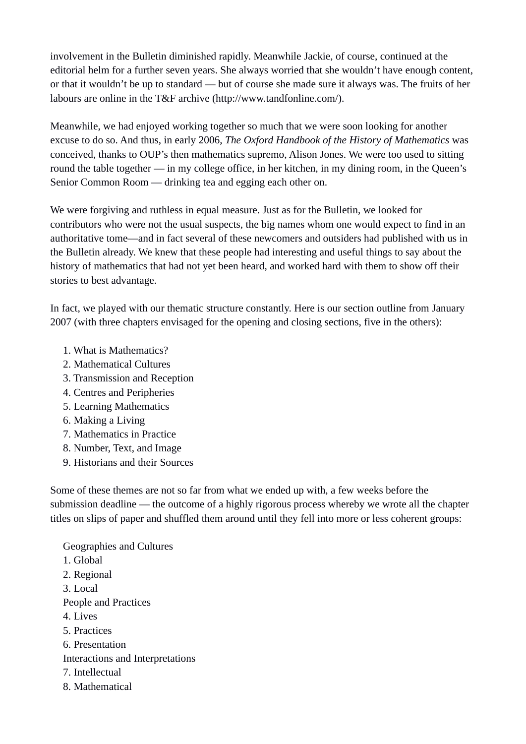involvement in the Bulletin diminished rapidly. Meanwhile Jackie, of course, continued at the editorial helm for a further seven years. She always worried that she wouldn't have enough content, or that it wouldn't be up to standard — but of course she made sure it always was. The fruits of her labours are online in the T&F archive (http://www.tandfonline.com/).

Meanwhile, we had enjoyed working together so much that we were soon looking for another excuse to do so. And thus, in early 2006, *The Oxford Handbook of the History of Mathematics* was conceived, thanks to OUP's then mathematics supremo, Alison Jones. We were too used to sitting round the table together — in my college office, in her kitchen, in my dining room, in the Queen's Senior Common Room — drinking tea and egging each other on.

We were forgiving and ruthless in equal measure. Just as for the Bulletin, we looked for contributors who were not the usual suspects, the big names whom one would expect to find in an authoritative tome—and in fact several of these newcomers and outsiders had published with us in the Bulletin already. We knew that these people had interesting and useful things to say about the history of mathematics that had not yet been heard, and worked hard with them to show off their stories to best advantage.

In fact, we played with our thematic structure constantly. Here is our section outline from January 2007 (with three chapters envisaged for the opening and closing sections, five in the others):

1. What is Mathematics?
2. Mathematical Cultures
3. Transmission and Reception
4. Centres and Peripheries
5. Learning Mathematics
6. Making a Living
7. Mathematics in Practice
8. Number, Text, and Image
9. Historians and their Sources

Some of these themes are not so far from what we ended up with, a few weeks before the submission deadline — the outcome of a highly rigorous process whereby we wrote all the chapter titles on slips of paper and shuffled them around until they fell into more or less coherent groups:

Geographies and Cultures
1. Global
2. Regional
3. Local

People and Practices
4. Lives
5. Practices
6. Presentation

Interactions and Interpretations
7. Intellectual
8. Mathematical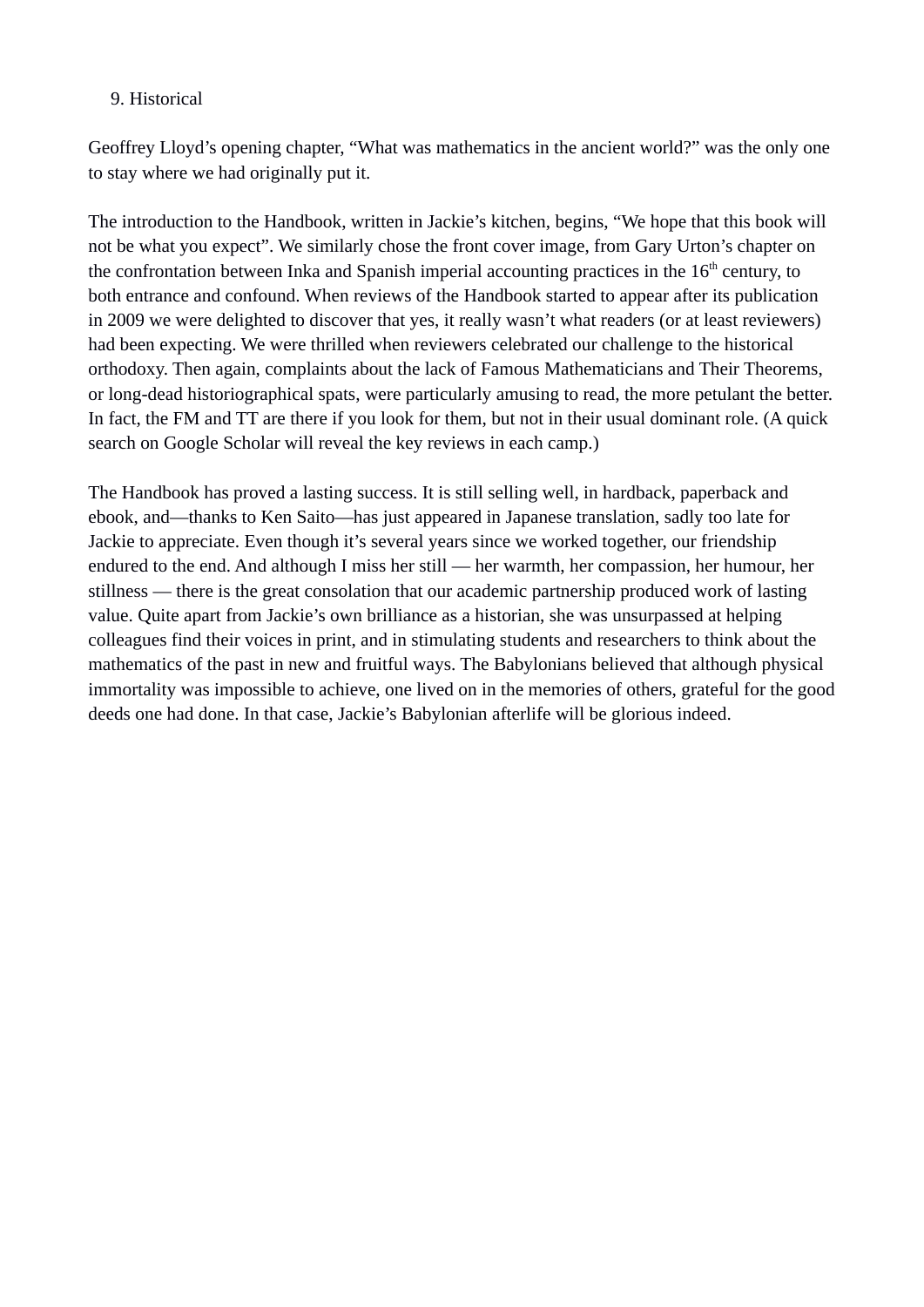9. Historical

Geoffrey Lloyd's opening chapter, "What was mathematics in the ancient world?" was the only one to stay where we had originally put it.

The introduction to the Handbook, written in Jackie's kitchen, begins, "We hope that this book will not be what you expect". We similarly chose the front cover image, from Gary Urton's chapter on the confrontation between Inka and Spanish imperial accounting practices in the 16th century, to both entrance and confound. When reviews of the Handbook started to appear after its publication in 2009 we were delighted to discover that yes, it really wasn't what readers (or at least reviewers) had been expecting. We were thrilled when reviewers celebrated our challenge to the historical orthodoxy. Then again, complaints about the lack of Famous Mathematicians and Their Theorems, or long-dead historiographical spats, were particularly amusing to read, the more petulant the better. In fact, the FM and TT are there if you look for them, but not in their usual dominant role. (A quick search on Google Scholar will reveal the key reviews in each camp.)

The Handbook has proved a lasting success. It is still selling well, in hardback, paperback and ebook, and—thanks to Ken Saito—has just appeared in Japanese translation, sadly too late for Jackie to appreciate. Even though it's several years since we worked together, our friendship endured to the end. And although I miss her still — her warmth, her compassion, her humour, her stillness — there is the great consolation that our academic partnership produced work of lasting value. Quite apart from Jackie's own brilliance as a historian, she was unsurpassed at helping colleagues find their voices in print, and in stimulating students and researchers to think about the mathematics of the past in new and fruitful ways. The Babylonians believed that although physical immortality was impossible to achieve, one lived on in the memories of others, grateful for the good deeds one had done. In that case, Jackie's Babylonian afterlife will be glorious indeed.